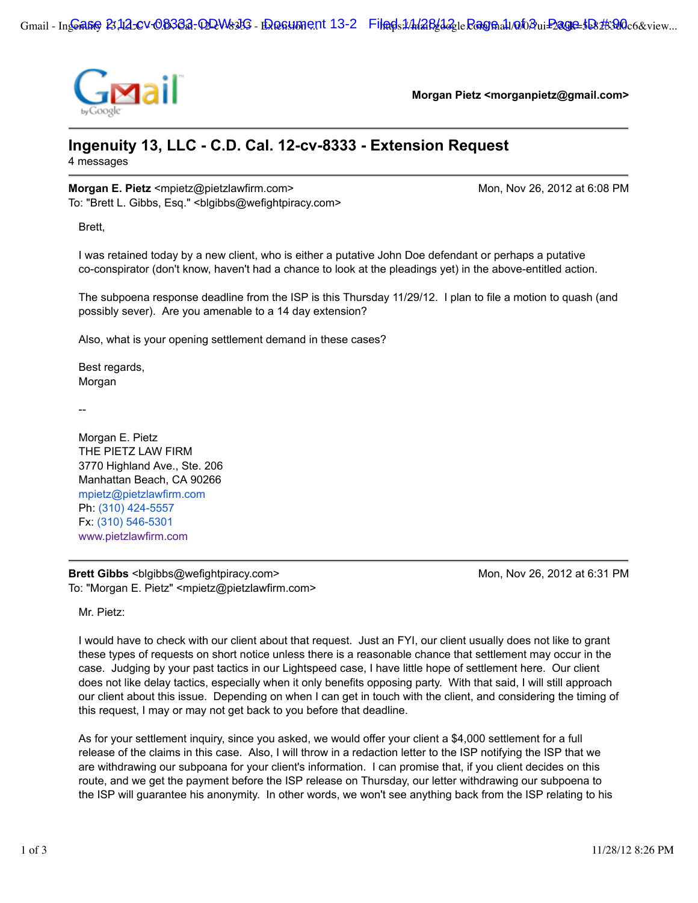Gmail

**Morgan Pietz <morganpietz@gmail.com>**

# Ingenuity 13, LLC - C.D. Cal. 12-cv-8333 - Extension Request

4 messages

---

**Morgan E. Pietz** <mpietz@pietzlawfirm.com> — Mon, Nov 26, 2012 at 6:08 PM
To: "Brett L. Gibbs, Esq." <blgibbs@wefightpiracy.com>

Brett,

I was retained today by a new client, who is either a putative John Doe defendant or perhaps a putative co-conspirator (don't know, haven't had a chance to look at the pleadings yet) in the above-entitled action.

The subpoena response deadline from the ISP is this Thursday 11/29/12. I plan to file a motion to quash (and possibly sever). Are you amenable to a 14 day extension?

Also, what is your opening settlement demand in these cases?

Best regards,
Morgan

--

Morgan E. Pietz
THE PIETZ LAW FIRM
3770 Highland Ave., Ste. 206
Manhattan Beach, CA 90266
mpietz@pietzlawfirm.com
Ph: (310) 424-5557
Fx: (310) 546-5301
www.pietzlawfirm.com

---

**Brett Gibbs** <blgibbs@wefightpiracy.com> — Mon, Nov 26, 2012 at 6:31 PM
To: "Morgan E. Pietz" <mpietz@pietzlawfirm.com>

Mr. Pietz:

I would have to check with our client about that request. Just an FYI, our client usually does not like to grant these types of requests on short notice unless there is a reasonable chance that settlement may occur in the case. Judging by your past tactics in our Lightspeed case, I have little hope of settlement here. Our client does not like delay tactics, especially when it only benefits opposing party. With that said, I will still approach our client about this issue. Depending on when I can get in touch with the client, and considering the timing of this request, I may or may not get back to you before that deadline.

As for your settlement inquiry, since you asked, we would offer your client a $4,000 settlement for a full release of the claims in this case. Also, I will throw in a redaction letter to the ISP notifying the ISP that we are withdrawing our subpoana for your client's information. I can promise that, if you client decides on this route, and we get the payment before the ISP release on Thursday, our letter withdrawing our subpoena to the ISP will guarantee his anonymity. In other words, we won't see anything back from the ISP relating to his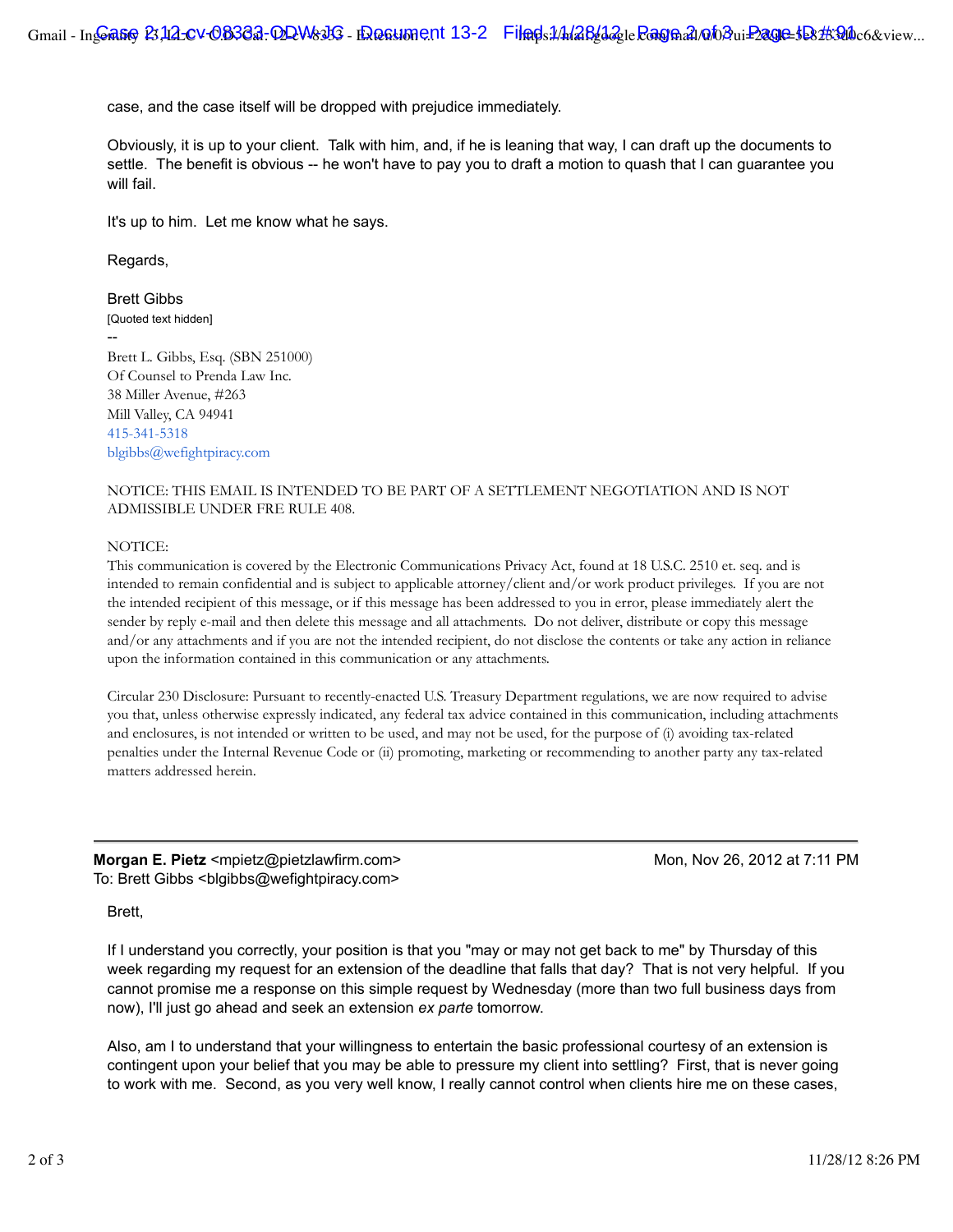case, and the case itself will be dropped with prejudice immediately.

Obviously, it is up to your client. Talk with him, and, if he is leaning that way, I can draft up the documents to settle. The benefit is obvious -- he won't have to pay you to draft a motion to quash that I can guarantee you will fail.

It's up to him. Let me know what he says.

Regards,

Brett Gibbs
[Quoted text hidden]
--
Brett L. Gibbs, Esq. (SBN 251000)
Of Counsel to Prenda Law Inc.
38 Miller Avenue, #263
Mill Valley, CA 94941
415-341-5318
blgibbs@wefightpiracy.com

NOTICE: THIS EMAIL IS INTENDED TO BE PART OF A SETTLEMENT NEGOTIATION AND IS NOT ADMISSIBLE UNDER FRE RULE 408.

NOTICE:
This communication is covered by the Electronic Communications Privacy Act, found at 18 U.S.C. 2510 et. seq. and is intended to remain confidential and is subject to applicable attorney/client and/or work product privileges. If you are not the intended recipient of this message, or if this message has been addressed to you in error, please immediately alert the sender by reply e-mail and then delete this message and all attachments. Do not deliver, distribute or copy this message and/or any attachments and if you are not the intended recipient, do not disclose the contents or take any action in reliance upon the information contained in this communication or any attachments.

Circular 230 Disclosure: Pursuant to recently-enacted U.S. Treasury Department regulations, we are now required to advise you that, unless otherwise expressly indicated, any federal tax advice contained in this communication, including attachments and enclosures, is not intended or written to be used, and may not be used, for the purpose of (i) avoiding tax-related penalties under the Internal Revenue Code or (ii) promoting, marketing or recommending to another party any tax-related matters addressed herein.

---

**Morgan E. Pietz** <mpietz@pietzlawfirm.com> — Mon, Nov 26, 2012 at 7:11 PM
To: Brett Gibbs <blgibbs@wefightpiracy.com>

Brett,

If I understand you correctly, your position is that you "may or may not get back to me" by Thursday of this week regarding my request for an extension of the deadline that falls that day? That is not very helpful. If you cannot promise me a response on this simple request by Wednesday (more than two full business days from now), I'll just go ahead and seek an extension *ex parte* tomorrow.

Also, am I to understand that your willingness to entertain the basic professional courtesy of an extension is contingent upon your belief that you may be able to pressure my client into settling? First, that is never going to work with me. Second, as you very well know, I really cannot control when clients hire me on these cases,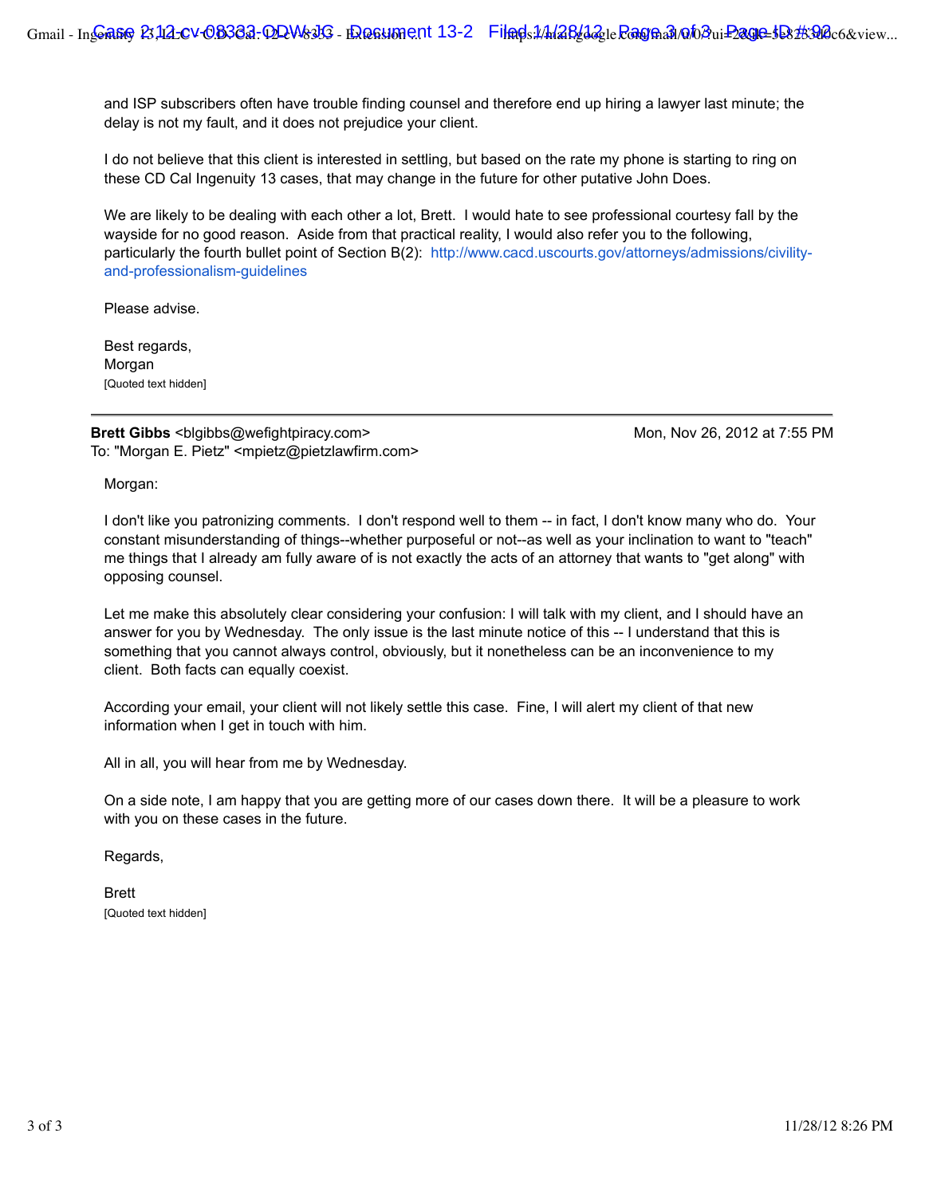and ISP subscribers often have trouble finding counsel and therefore end up hiring a lawyer last minute; the delay is not my fault, and it does not prejudice your client.

I do not believe that this client is interested in settling, but based on the rate my phone is starting to ring on these CD Cal Ingenuity 13 cases, that may change in the future for other putative John Does.

We are likely to be dealing with each other a lot, Brett. I would hate to see professional courtesy fall by the wayside for no good reason. Aside from that practical reality, I would also refer you to the following, particularly the fourth bullet point of Section B(2): http://www.cacd.uscourts.gov/attorneys/admissions/civility-and-professionalism-guidelines

Please advise.

Best regards,
Morgan
[Quoted text hidden]

---

**Brett Gibbs** <blgibbs@wefightpiracy.com> — Mon, Nov 26, 2012 at 7:55 PM
To: "Morgan E. Pietz" <mpietz@pietzlawfirm.com>

Morgan:

I don't like you patronizing comments. I don't respond well to them -- in fact, I don't know many who do. Your constant misunderstanding of things--whether purposeful or not--as well as your inclination to want to "teach" me things that I already am fully aware of is not exactly the acts of an attorney that wants to "get along" with opposing counsel.

Let me make this absolutely clear considering your confusion: I will talk with my client, and I should have an answer for you by Wednesday. The only issue is the last minute notice of this -- I understand that this is something that you cannot always control, obviously, but it nonetheless can be an inconvenience to my client. Both facts can equally coexist.

According your email, your client will not likely settle this case. Fine, I will alert my client of that new information when I get in touch with him.

All in all, you will hear from me by Wednesday.

On a side note, I am happy that you are getting more of our cases down there. It will be a pleasure to work with you on these cases in the future.

Regards,

Brett
[Quoted text hidden]